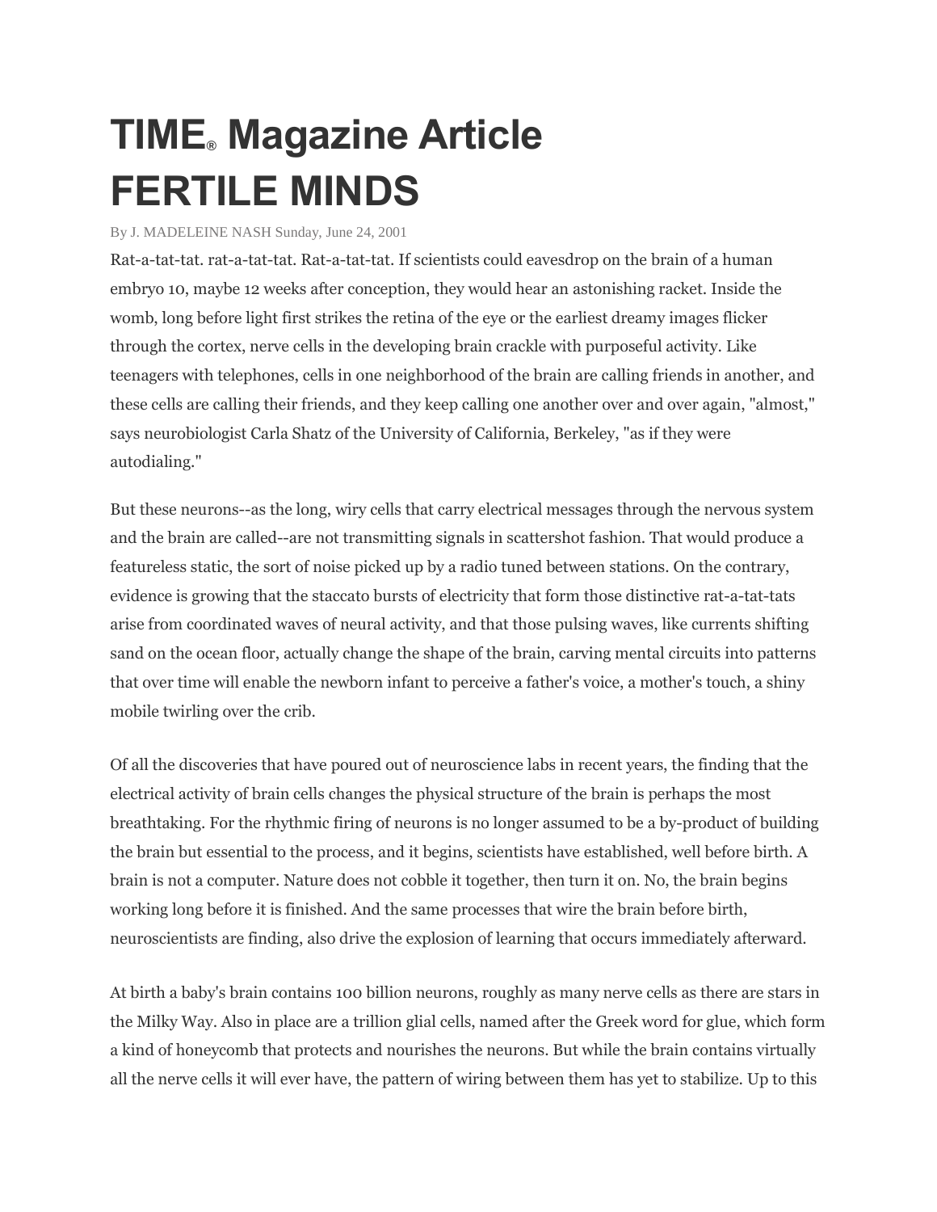# TIME® Magazine Article
# FERTILE MINDS

By J. MADELEINE NASH Sunday, June 24, 2001

Rat-a-tat-tat. rat-a-tat-tat. Rat-a-tat-tat. If scientists could eavesdrop on the brain of a human embryo 10, maybe 12 weeks after conception, they would hear an astonishing racket. Inside the womb, long before light first strikes the retina of the eye or the earliest dreamy images flicker through the cortex, nerve cells in the developing brain crackle with purposeful activity. Like teenagers with telephones, cells in one neighborhood of the brain are calling friends in another, and these cells are calling their friends, and they keep calling one another over and over again, "almost," says neurobiologist Carla Shatz of the University of California, Berkeley, "as if they were autodialing."

But these neurons--as the long, wiry cells that carry electrical messages through the nervous system and the brain are called--are not transmitting signals in scattershot fashion. That would produce a featureless static, the sort of noise picked up by a radio tuned between stations. On the contrary, evidence is growing that the staccato bursts of electricity that form those distinctive rat-a-tat-tats arise from coordinated waves of neural activity, and that those pulsing waves, like currents shifting sand on the ocean floor, actually change the shape of the brain, carving mental circuits into patterns that over time will enable the newborn infant to perceive a father's voice, a mother's touch, a shiny mobile twirling over the crib.

Of all the discoveries that have poured out of neuroscience labs in recent years, the finding that the electrical activity of brain cells changes the physical structure of the brain is perhaps the most breathtaking. For the rhythmic firing of neurons is no longer assumed to be a by-product of building the brain but essential to the process, and it begins, scientists have established, well before birth. A brain is not a computer. Nature does not cobble it together, then turn it on. No, the brain begins working long before it is finished. And the same processes that wire the brain before birth, neuroscientists are finding, also drive the explosion of learning that occurs immediately afterward.

At birth a baby's brain contains 100 billion neurons, roughly as many nerve cells as there are stars in the Milky Way. Also in place are a trillion glial cells, named after the Greek word for glue, which form a kind of honeycomb that protects and nourishes the neurons. But while the brain contains virtually all the nerve cells it will ever have, the pattern of wiring between them has yet to stabilize. Up to this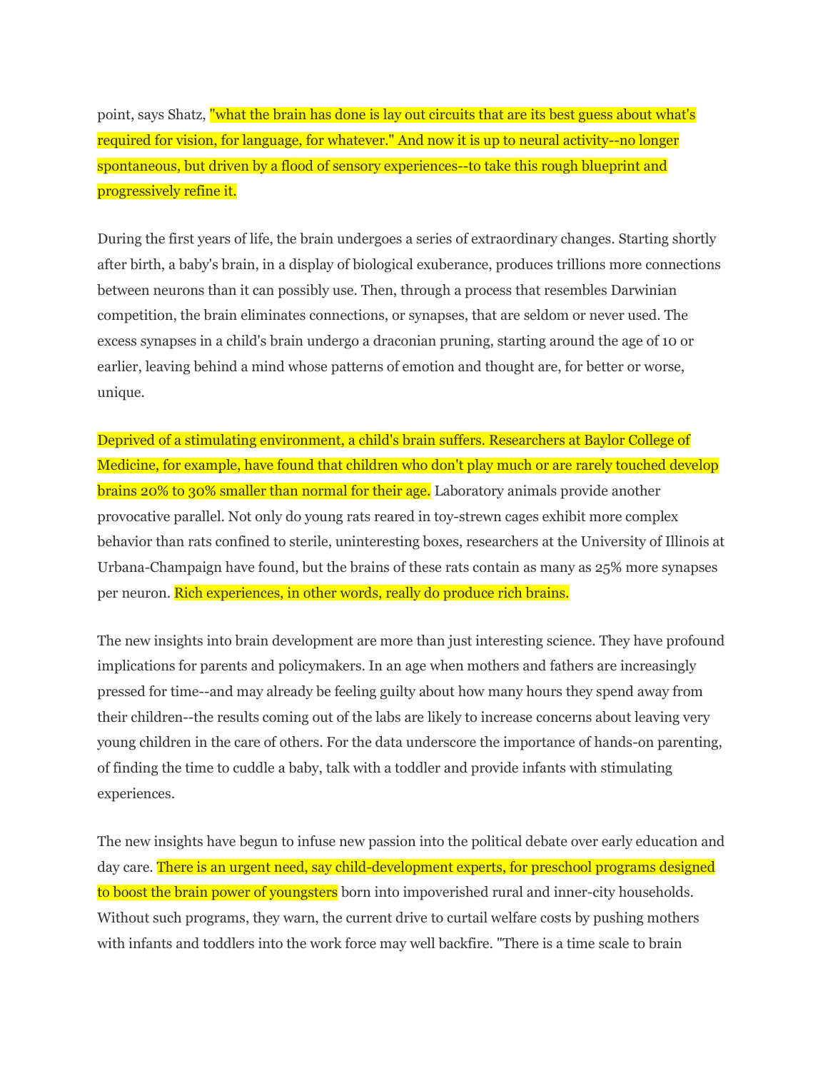point, says Shatz, "what the brain has done is lay out circuits that are its best guess about what's required for vision, for language, for whatever." And now it is up to neural activity--no longer spontaneous, but driven by a flood of sensory experiences--to take this rough blueprint and progressively refine it.

During the first years of life, the brain undergoes a series of extraordinary changes. Starting shortly after birth, a baby's brain, in a display of biological exuberance, produces trillions more connections between neurons than it can possibly use. Then, through a process that resembles Darwinian competition, the brain eliminates connections, or synapses, that are seldom or never used. The excess synapses in a child's brain undergo a draconian pruning, starting around the age of 10 or earlier, leaving behind a mind whose patterns of emotion and thought are, for better or worse, unique.

Deprived of a stimulating environment, a child's brain suffers. Researchers at Baylor College of Medicine, for example, have found that children who don't play much or are rarely touched develop brains 20% to 30% smaller than normal for their age. Laboratory animals provide another provocative parallel. Not only do young rats reared in toy-strewn cages exhibit more complex behavior than rats confined to sterile, uninteresting boxes, researchers at the University of Illinois at Urbana-Champaign have found, but the brains of these rats contain as many as 25% more synapses per neuron. Rich experiences, in other words, really do produce rich brains.

The new insights into brain development are more than just interesting science. They have profound implications for parents and policymakers. In an age when mothers and fathers are increasingly pressed for time--and may already be feeling guilty about how many hours they spend away from their children--the results coming out of the labs are likely to increase concerns about leaving very young children in the care of others. For the data underscore the importance of hands-on parenting, of finding the time to cuddle a baby, talk with a toddler and provide infants with stimulating experiences.

The new insights have begun to infuse new passion into the political debate over early education and day care. There is an urgent need, say child-development experts, for preschool programs designed to boost the brain power of youngsters born into impoverished rural and inner-city households. Without such programs, they warn, the current drive to curtail welfare costs by pushing mothers with infants and toddlers into the work force may well backfire. "There is a time scale to brain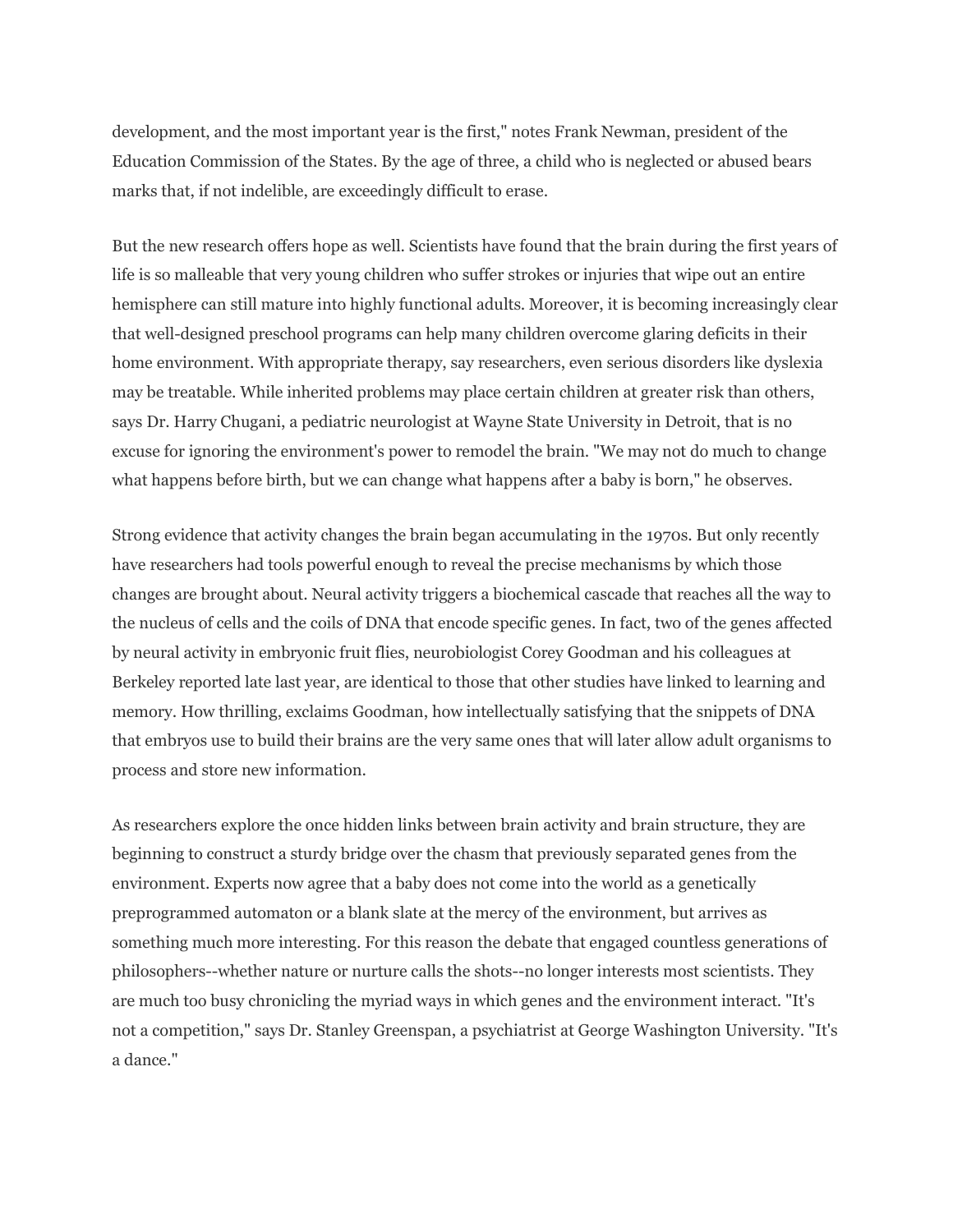development, and the most important year is the first," notes Frank Newman, president of the Education Commission of the States. By the age of three, a child who is neglected or abused bears marks that, if not indelible, are exceedingly difficult to erase.

But the new research offers hope as well. Scientists have found that the brain during the first years of life is so malleable that very young children who suffer strokes or injuries that wipe out an entire hemisphere can still mature into highly functional adults. Moreover, it is becoming increasingly clear that well-designed preschool programs can help many children overcome glaring deficits in their home environment. With appropriate therapy, say researchers, even serious disorders like dyslexia may be treatable. While inherited problems may place certain children at greater risk than others, says Dr. Harry Chugani, a pediatric neurologist at Wayne State University in Detroit, that is no excuse for ignoring the environment's power to remodel the brain. "We may not do much to change what happens before birth, but we can change what happens after a baby is born," he observes.

Strong evidence that activity changes the brain began accumulating in the 1970s. But only recently have researchers had tools powerful enough to reveal the precise mechanisms by which those changes are brought about. Neural activity triggers a biochemical cascade that reaches all the way to the nucleus of cells and the coils of DNA that encode specific genes. In fact, two of the genes affected by neural activity in embryonic fruit flies, neurobiologist Corey Goodman and his colleagues at Berkeley reported late last year, are identical to those that other studies have linked to learning and memory. How thrilling, exclaims Goodman, how intellectually satisfying that the snippets of DNA that embryos use to build their brains are the very same ones that will later allow adult organisms to process and store new information.

As researchers explore the once hidden links between brain activity and brain structure, they are beginning to construct a sturdy bridge over the chasm that previously separated genes from the environment. Experts now agree that a baby does not come into the world as a genetically preprogrammed automaton or a blank slate at the mercy of the environment, but arrives as something much more interesting. For this reason the debate that engaged countless generations of philosophers--whether nature or nurture calls the shots--no longer interests most scientists. They are much too busy chronicling the myriad ways in which genes and the environment interact. "It's not a competition," says Dr. Stanley Greenspan, a psychiatrist at George Washington University. "It's a dance."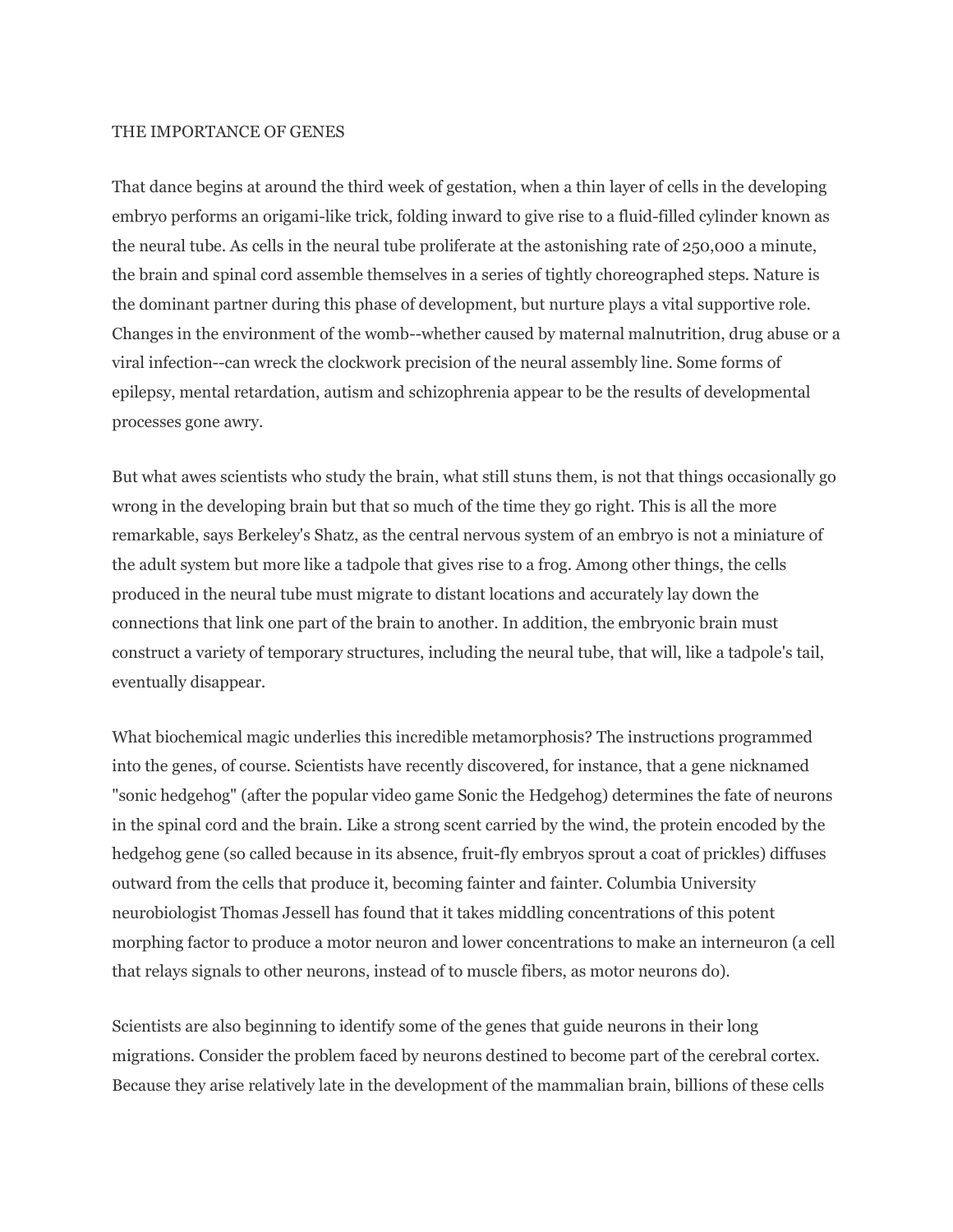## THE IMPORTANCE OF GENES

That dance begins at around the third week of gestation, when a thin layer of cells in the developing embryo performs an origami-like trick, folding inward to give rise to a fluid-filled cylinder known as the neural tube. As cells in the neural tube proliferate at the astonishing rate of 250,000 a minute, the brain and spinal cord assemble themselves in a series of tightly choreographed steps. Nature is the dominant partner during this phase of development, but nurture plays a vital supportive role. Changes in the environment of the womb--whether caused by maternal malnutrition, drug abuse or a viral infection--can wreck the clockwork precision of the neural assembly line. Some forms of epilepsy, mental retardation, autism and schizophrenia appear to be the results of developmental processes gone awry.

But what awes scientists who study the brain, what still stuns them, is not that things occasionally go wrong in the developing brain but that so much of the time they go right. This is all the more remarkable, says Berkeley's Shatz, as the central nervous system of an embryo is not a miniature of the adult system but more like a tadpole that gives rise to a frog. Among other things, the cells produced in the neural tube must migrate to distant locations and accurately lay down the connections that link one part of the brain to another. In addition, the embryonic brain must construct a variety of temporary structures, including the neural tube, that will, like a tadpole's tail, eventually disappear.

What biochemical magic underlies this incredible metamorphosis? The instructions programmed into the genes, of course. Scientists have recently discovered, for instance, that a gene nicknamed "sonic hedgehog" (after the popular video game Sonic the Hedgehog) determines the fate of neurons in the spinal cord and the brain. Like a strong scent carried by the wind, the protein encoded by the hedgehog gene (so called because in its absence, fruit-fly embryos sprout a coat of prickles) diffuses outward from the cells that produce it, becoming fainter and fainter. Columbia University neurobiologist Thomas Jessell has found that it takes middling concentrations of this potent morphing factor to produce a motor neuron and lower concentrations to make an interneuron (a cell that relays signals to other neurons, instead of to muscle fibers, as motor neurons do).

Scientists are also beginning to identify some of the genes that guide neurons in their long migrations. Consider the problem faced by neurons destined to become part of the cerebral cortex. Because they arise relatively late in the development of the mammalian brain, billions of these cells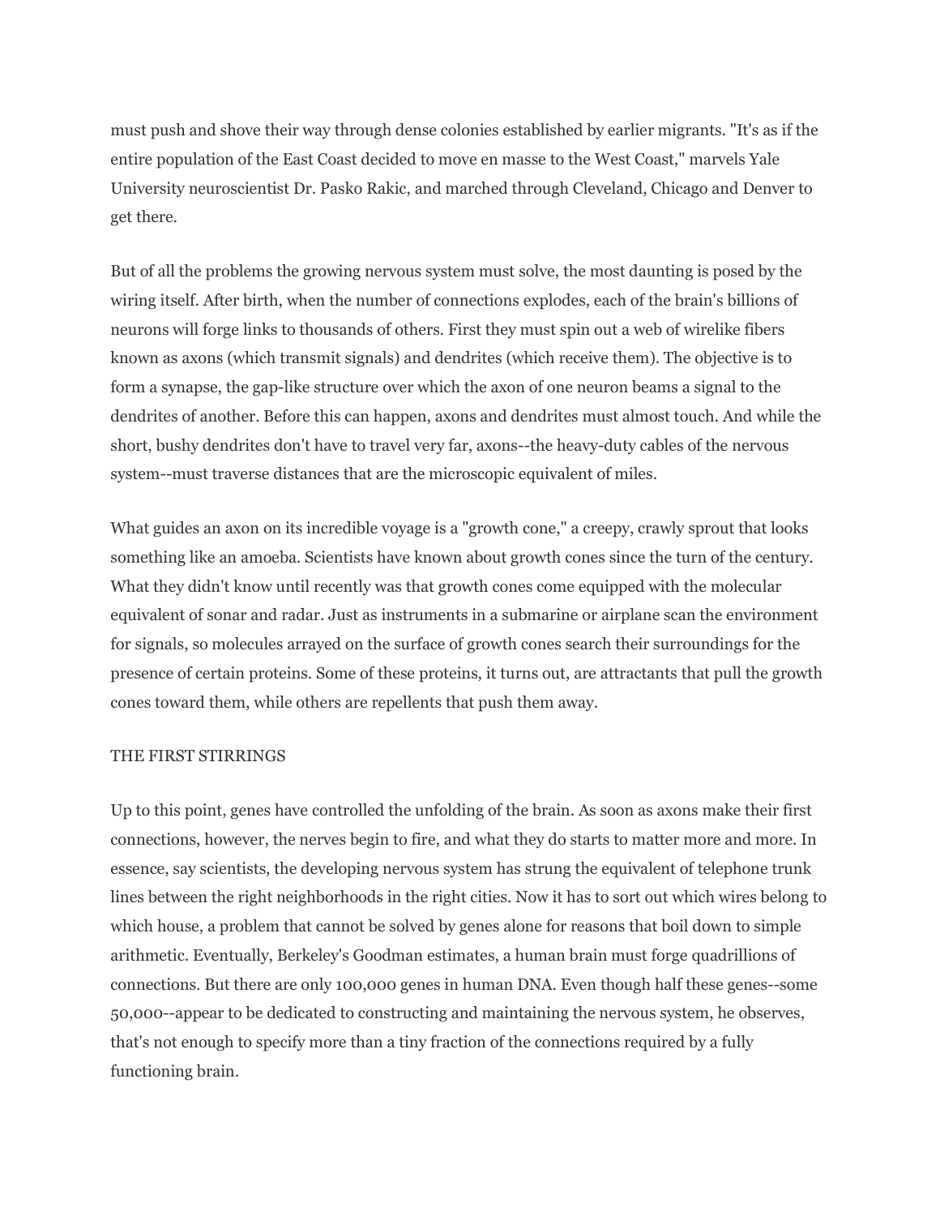must push and shove their way through dense colonies established by earlier migrants. "It's as if the entire population of the East Coast decided to move en masse to the West Coast," marvels Yale University neuroscientist Dr. Pasko Rakic, and marched through Cleveland, Chicago and Denver to get there.

But of all the problems the growing nervous system must solve, the most daunting is posed by the wiring itself. After birth, when the number of connections explodes, each of the brain's billions of neurons will forge links to thousands of others. First they must spin out a web of wirelike fibers known as axons (which transmit signals) and dendrites (which receive them). The objective is to form a synapse, the gap-like structure over which the axon of one neuron beams a signal to the dendrites of another. Before this can happen, axons and dendrites must almost touch. And while the short, bushy dendrites don't have to travel very far, axons--the heavy-duty cables of the nervous system--must traverse distances that are the microscopic equivalent of miles.

What guides an axon on its incredible voyage is a "growth cone," a creepy, crawly sprout that looks something like an amoeba. Scientists have known about growth cones since the turn of the century. What they didn't know until recently was that growth cones come equipped with the molecular equivalent of sonar and radar. Just as instruments in a submarine or airplane scan the environment for signals, so molecules arrayed on the surface of growth cones search their surroundings for the presence of certain proteins. Some of these proteins, it turns out, are attractants that pull the growth cones toward them, while others are repellents that push them away.

## THE FIRST STIRRINGS

Up to this point, genes have controlled the unfolding of the brain. As soon as axons make their first connections, however, the nerves begin to fire, and what they do starts to matter more and more. In essence, say scientists, the developing nervous system has strung the equivalent of telephone trunk lines between the right neighborhoods in the right cities. Now it has to sort out which wires belong to which house, a problem that cannot be solved by genes alone for reasons that boil down to simple arithmetic. Eventually, Berkeley's Goodman estimates, a human brain must forge quadrillions of connections. But there are only 100,000 genes in human DNA. Even though half these genes--some 50,000--appear to be dedicated to constructing and maintaining the nervous system, he observes, that's not enough to specify more than a tiny fraction of the connections required by a fully functioning brain.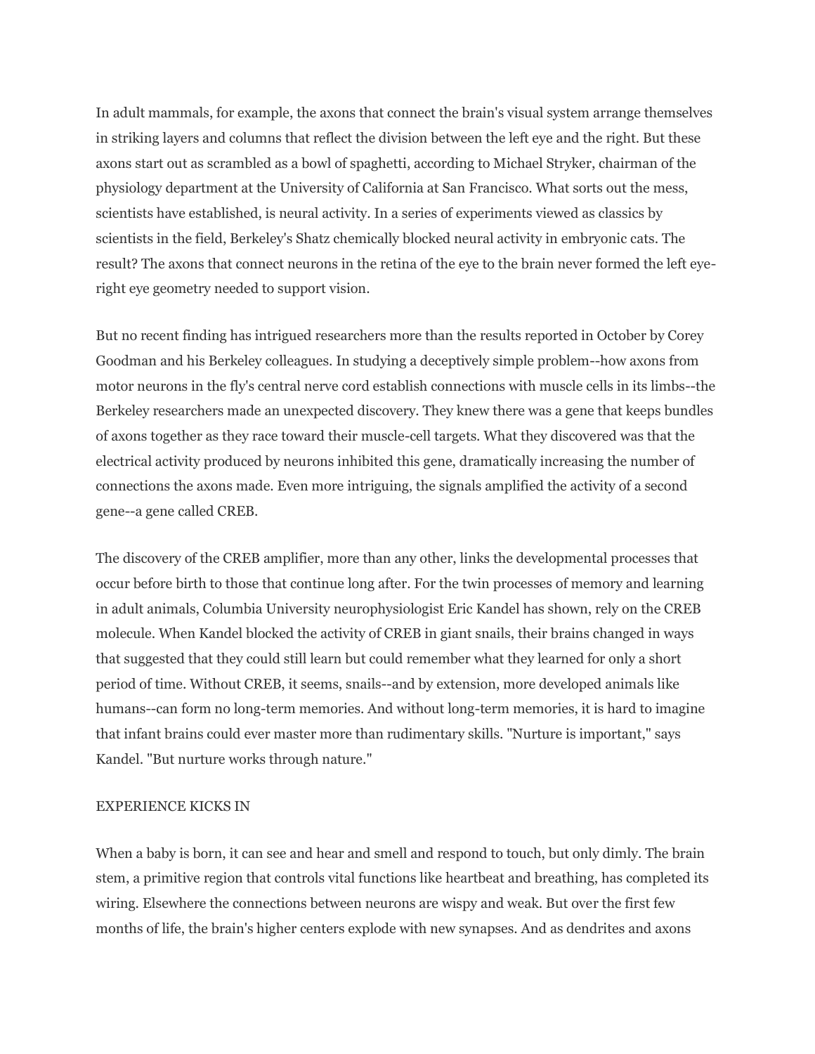In adult mammals, for example, the axons that connect the brain's visual system arrange themselves in striking layers and columns that reflect the division between the left eye and the right. But these axons start out as scrambled as a bowl of spaghetti, according to Michael Stryker, chairman of the physiology department at the University of California at San Francisco. What sorts out the mess, scientists have established, is neural activity. In a series of experiments viewed as classics by scientists in the field, Berkeley's Shatz chemically blocked neural activity in embryonic cats. The result? The axons that connect neurons in the retina of the eye to the brain never formed the left eye-right eye geometry needed to support vision.

But no recent finding has intrigued researchers more than the results reported in October by Corey Goodman and his Berkeley colleagues. In studying a deceptively simple problem--how axons from motor neurons in the fly's central nerve cord establish connections with muscle cells in its limbs--the Berkeley researchers made an unexpected discovery. They knew there was a gene that keeps bundles of axons together as they race toward their muscle-cell targets. What they discovered was that the electrical activity produced by neurons inhibited this gene, dramatically increasing the number of connections the axons made. Even more intriguing, the signals amplified the activity of a second gene--a gene called CREB.

The discovery of the CREB amplifier, more than any other, links the developmental processes that occur before birth to those that continue long after. For the twin processes of memory and learning in adult animals, Columbia University neurophysiologist Eric Kandel has shown, rely on the CREB molecule. When Kandel blocked the activity of CREB in giant snails, their brains changed in ways that suggested that they could still learn but could remember what they learned for only a short period of time. Without CREB, it seems, snails--and by extension, more developed animals like humans--can form no long-term memories. And without long-term memories, it is hard to imagine that infant brains could ever master more than rudimentary skills. "Nurture is important," says Kandel. "But nurture works through nature."

## EXPERIENCE KICKS IN

When a baby is born, it can see and hear and smell and respond to touch, but only dimly. The brain stem, a primitive region that controls vital functions like heartbeat and breathing, has completed its wiring. Elsewhere the connections between neurons are wispy and weak. But over the first few months of life, the brain's higher centers explode with new synapses. And as dendrites and axons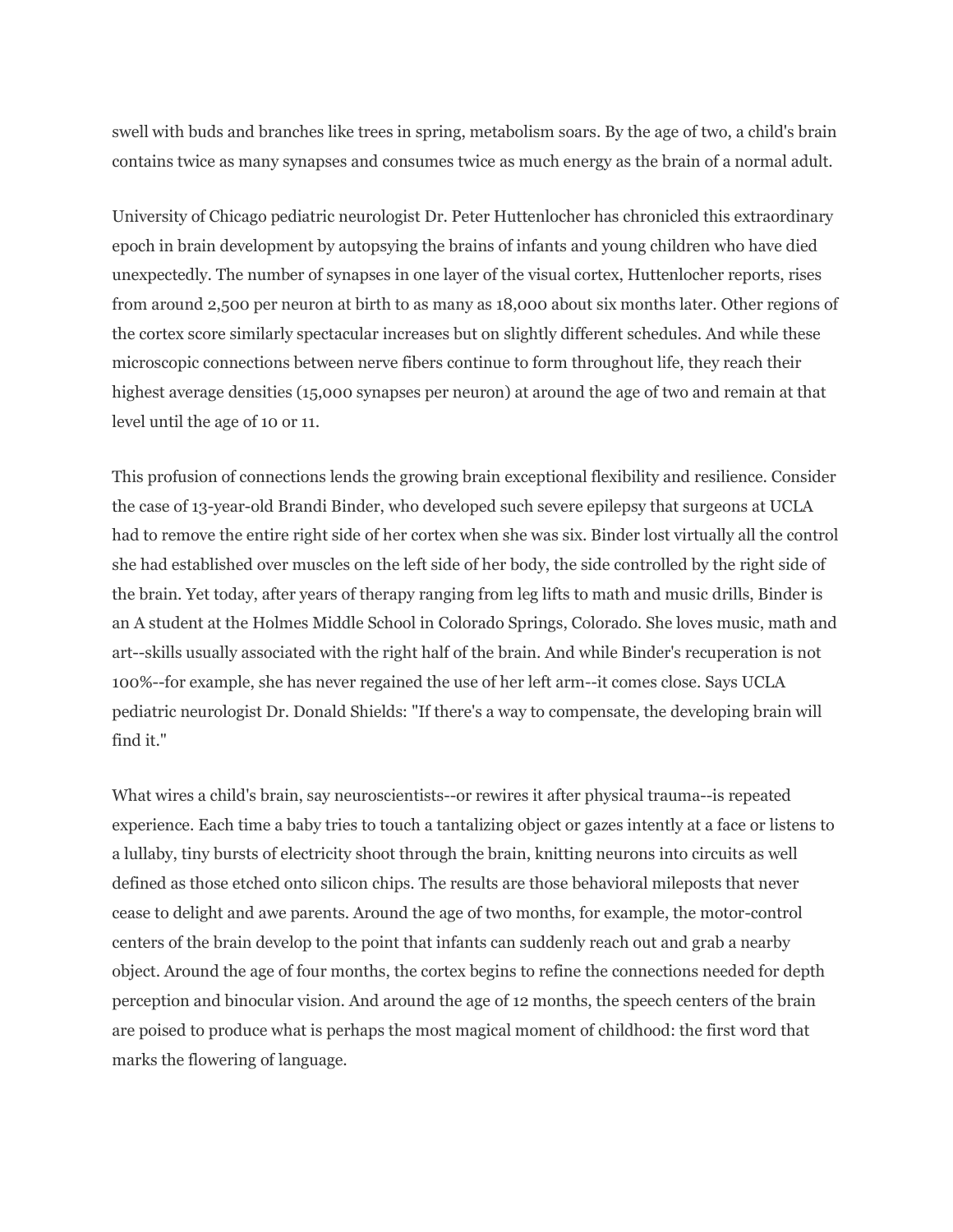swell with buds and branches like trees in spring, metabolism soars. By the age of two, a child's brain contains twice as many synapses and consumes twice as much energy as the brain of a normal adult.

University of Chicago pediatric neurologist Dr. Peter Huttenlocher has chronicled this extraordinary epoch in brain development by autopsying the brains of infants and young children who have died unexpectedly. The number of synapses in one layer of the visual cortex, Huttenlocher reports, rises from around 2,500 per neuron at birth to as many as 18,000 about six months later. Other regions of the cortex score similarly spectacular increases but on slightly different schedules. And while these microscopic connections between nerve fibers continue to form throughout life, they reach their highest average densities (15,000 synapses per neuron) at around the age of two and remain at that level until the age of 10 or 11.

This profusion of connections lends the growing brain exceptional flexibility and resilience. Consider the case of 13-year-old Brandi Binder, who developed such severe epilepsy that surgeons at UCLA had to remove the entire right side of her cortex when she was six. Binder lost virtually all the control she had established over muscles on the left side of her body, the side controlled by the right side of the brain. Yet today, after years of therapy ranging from leg lifts to math and music drills, Binder is an A student at the Holmes Middle School in Colorado Springs, Colorado. She loves music, math and art--skills usually associated with the right half of the brain. And while Binder's recuperation is not 100%--for example, she has never regained the use of her left arm--it comes close. Says UCLA pediatric neurologist Dr. Donald Shields: "If there's a way to compensate, the developing brain will find it."

What wires a child's brain, say neuroscientists--or rewires it after physical trauma--is repeated experience. Each time a baby tries to touch a tantalizing object or gazes intently at a face or listens to a lullaby, tiny bursts of electricity shoot through the brain, knitting neurons into circuits as well defined as those etched onto silicon chips. The results are those behavioral mileposts that never cease to delight and awe parents. Around the age of two months, for example, the motor-control centers of the brain develop to the point that infants can suddenly reach out and grab a nearby object. Around the age of four months, the cortex begins to refine the connections needed for depth perception and binocular vision. And around the age of 12 months, the speech centers of the brain are poised to produce what is perhaps the most magical moment of childhood: the first word that marks the flowering of language.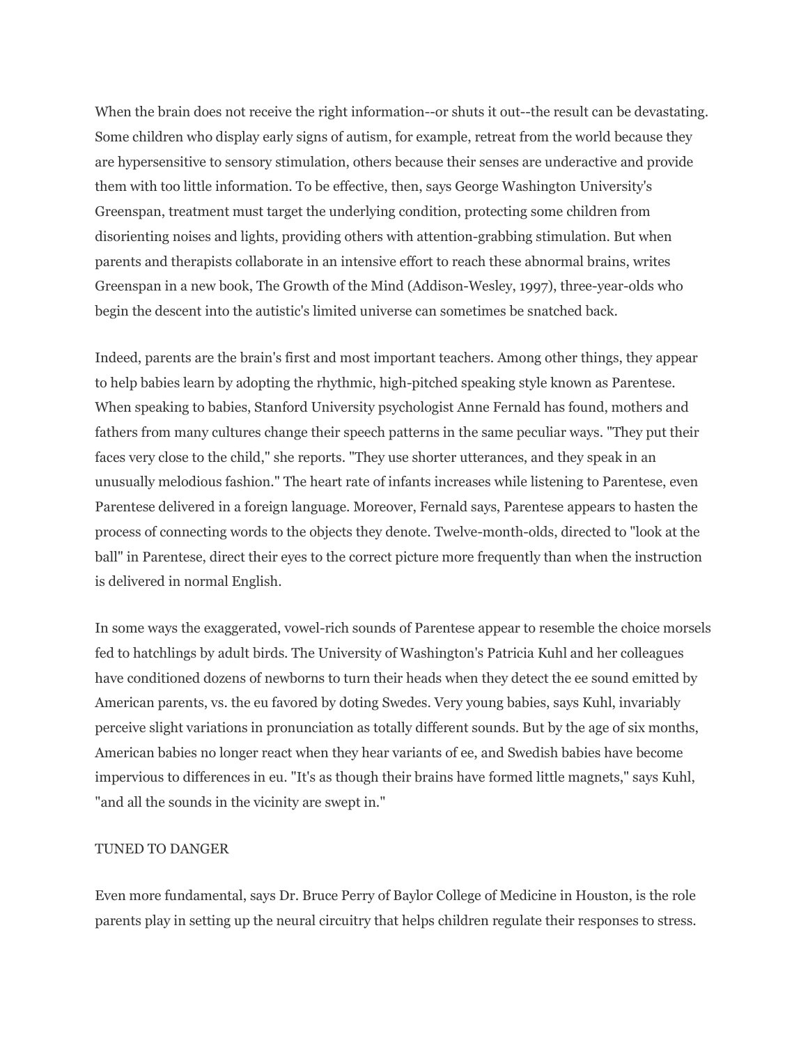When the brain does not receive the right information--or shuts it out--the result can be devastating. Some children who display early signs of autism, for example, retreat from the world because they are hypersensitive to sensory stimulation, others because their senses are underactive and provide them with too little information. To be effective, then, says George Washington University's Greenspan, treatment must target the underlying condition, protecting some children from disorienting noises and lights, providing others with attention-grabbing stimulation. But when parents and therapists collaborate in an intensive effort to reach these abnormal brains, writes Greenspan in a new book, The Growth of the Mind (Addison-Wesley, 1997), three-year-olds who begin the descent into the autistic's limited universe can sometimes be snatched back.

Indeed, parents are the brain's first and most important teachers. Among other things, they appear to help babies learn by adopting the rhythmic, high-pitched speaking style known as Parentese. When speaking to babies, Stanford University psychologist Anne Fernald has found, mothers and fathers from many cultures change their speech patterns in the same peculiar ways. "They put their faces very close to the child," she reports. "They use shorter utterances, and they speak in an unusually melodious fashion." The heart rate of infants increases while listening to Parentese, even Parentese delivered in a foreign language. Moreover, Fernald says, Parentese appears to hasten the process of connecting words to the objects they denote. Twelve-month-olds, directed to "look at the ball" in Parentese, direct their eyes to the correct picture more frequently than when the instruction is delivered in normal English.

In some ways the exaggerated, vowel-rich sounds of Parentese appear to resemble the choice morsels fed to hatchlings by adult birds. The University of Washington's Patricia Kuhl and her colleagues have conditioned dozens of newborns to turn their heads when they detect the ee sound emitted by American parents, vs. the eu favored by doting Swedes. Very young babies, says Kuhl, invariably perceive slight variations in pronunciation as totally different sounds. But by the age of six months, American babies no longer react when they hear variants of ee, and Swedish babies have become impervious to differences in eu. "It's as though their brains have formed little magnets," says Kuhl, "and all the sounds in the vicinity are swept in."

## TUNED TO DANGER

Even more fundamental, says Dr. Bruce Perry of Baylor College of Medicine in Houston, is the role parents play in setting up the neural circuitry that helps children regulate their responses to stress.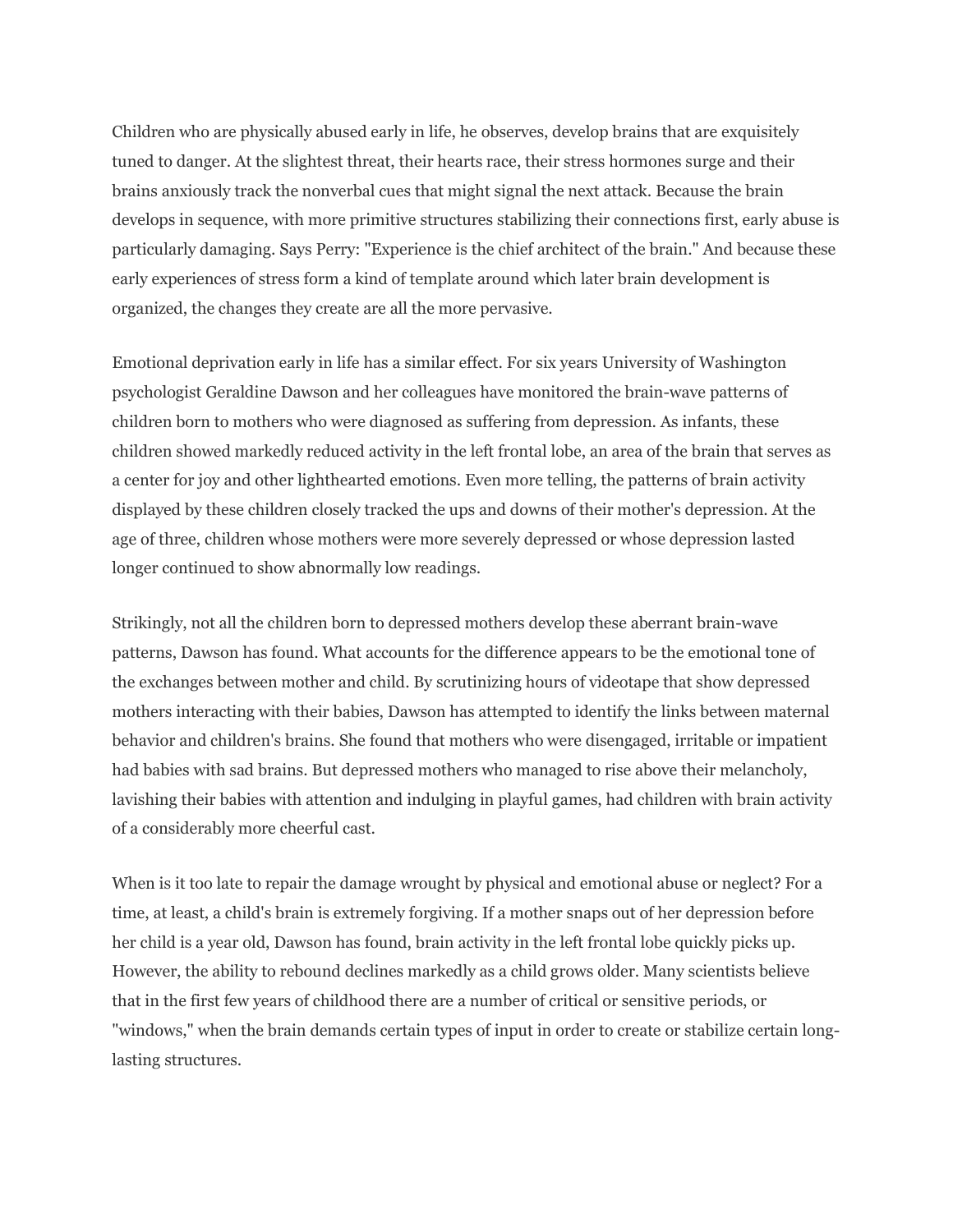Children who are physically abused early in life, he observes, develop brains that are exquisitely tuned to danger. At the slightest threat, their hearts race, their stress hormones surge and their brains anxiously track the nonverbal cues that might signal the next attack. Because the brain develops in sequence, with more primitive structures stabilizing their connections first, early abuse is particularly damaging. Says Perry: "Experience is the chief architect of the brain." And because these early experiences of stress form a kind of template around which later brain development is organized, the changes they create are all the more pervasive.

Emotional deprivation early in life has a similar effect. For six years University of Washington psychologist Geraldine Dawson and her colleagues have monitored the brain-wave patterns of children born to mothers who were diagnosed as suffering from depression. As infants, these children showed markedly reduced activity in the left frontal lobe, an area of the brain that serves as a center for joy and other lighthearted emotions. Even more telling, the patterns of brain activity displayed by these children closely tracked the ups and downs of their mother's depression. At the age of three, children whose mothers were more severely depressed or whose depression lasted longer continued to show abnormally low readings.

Strikingly, not all the children born to depressed mothers develop these aberrant brain-wave patterns, Dawson has found. What accounts for the difference appears to be the emotional tone of the exchanges between mother and child. By scrutinizing hours of videotape that show depressed mothers interacting with their babies, Dawson has attempted to identify the links between maternal behavior and children's brains. She found that mothers who were disengaged, irritable or impatient had babies with sad brains. But depressed mothers who managed to rise above their melancholy, lavishing their babies with attention and indulging in playful games, had children with brain activity of a considerably more cheerful cast.

When is it too late to repair the damage wrought by physical and emotional abuse or neglect? For a time, at least, a child's brain is extremely forgiving. If a mother snaps out of her depression before her child is a year old, Dawson has found, brain activity in the left frontal lobe quickly picks up. However, the ability to rebound declines markedly as a child grows older. Many scientists believe that in the first few years of childhood there are a number of critical or sensitive periods, or "windows," when the brain demands certain types of input in order to create or stabilize certain long-lasting structures.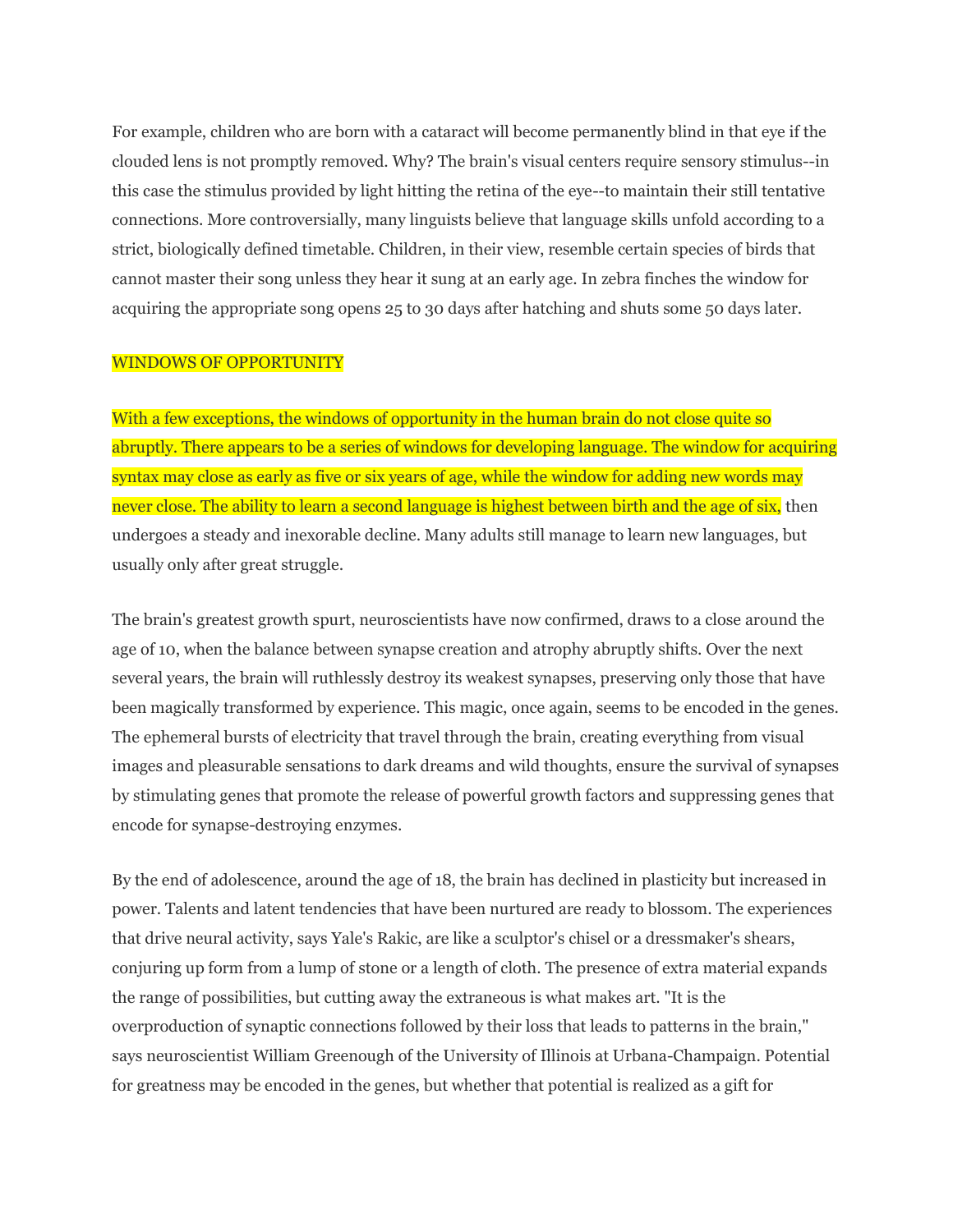For example, children who are born with a cataract will become permanently blind in that eye if the clouded lens is not promptly removed. Why? The brain's visual centers require sensory stimulus--in this case the stimulus provided by light hitting the retina of the eye--to maintain their still tentative connections. More controversially, many linguists believe that language skills unfold according to a strict, biologically defined timetable. Children, in their view, resemble certain species of birds that cannot master their song unless they hear it sung at an early age. In zebra finches the window for acquiring the appropriate song opens 25 to 30 days after hatching and shuts some 50 days later.

## WINDOWS OF OPPORTUNITY

With a few exceptions, the windows of opportunity in the human brain do not close quite so abruptly. There appears to be a series of windows for developing language. The window for acquiring syntax may close as early as five or six years of age, while the window for adding new words may never close. The ability to learn a second language is highest between birth and the age of six, then undergoes a steady and inexorable decline. Many adults still manage to learn new languages, but usually only after great struggle.

The brain's greatest growth spurt, neuroscientists have now confirmed, draws to a close around the age of 10, when the balance between synapse creation and atrophy abruptly shifts. Over the next several years, the brain will ruthlessly destroy its weakest synapses, preserving only those that have been magically transformed by experience. This magic, once again, seems to be encoded in the genes. The ephemeral bursts of electricity that travel through the brain, creating everything from visual images and pleasurable sensations to dark dreams and wild thoughts, ensure the survival of synapses by stimulating genes that promote the release of powerful growth factors and suppressing genes that encode for synapse-destroying enzymes.

By the end of adolescence, around the age of 18, the brain has declined in plasticity but increased in power. Talents and latent tendencies that have been nurtured are ready to blossom. The experiences that drive neural activity, says Yale's Rakic, are like a sculptor's chisel or a dressmaker's shears, conjuring up form from a lump of stone or a length of cloth. The presence of extra material expands the range of possibilities, but cutting away the extraneous is what makes art. "It is the overproduction of synaptic connections followed by their loss that leads to patterns in the brain," says neuroscientist William Greenough of the University of Illinois at Urbana-Champaign. Potential for greatness may be encoded in the genes, but whether that potential is realized as a gift for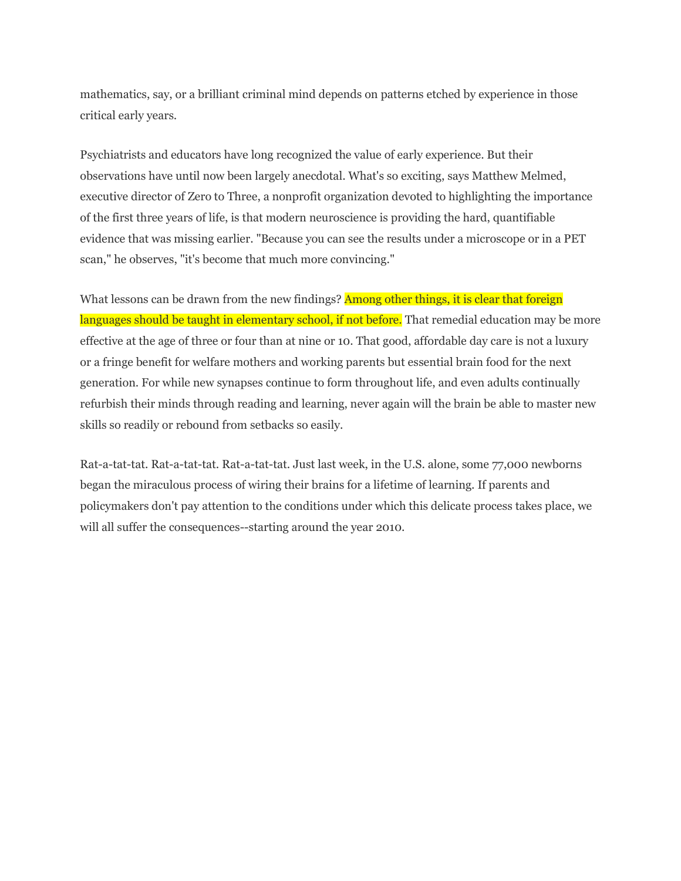mathematics, say, or a brilliant criminal mind depends on patterns etched by experience in those critical early years.

Psychiatrists and educators have long recognized the value of early experience. But their observations have until now been largely anecdotal. What's so exciting, says Matthew Melmed, executive director of Zero to Three, a nonprofit organization devoted to highlighting the importance of the first three years of life, is that modern neuroscience is providing the hard, quantifiable evidence that was missing earlier. "Because you can see the results under a microscope or in a PET scan," he observes, "it's become that much more convincing."

What lessons can be drawn from the new findings? Among other things, it is clear that foreign languages should be taught in elementary school, if not before. That remedial education may be more effective at the age of three or four than at nine or 10. That good, affordable day care is not a luxury or a fringe benefit for welfare mothers and working parents but essential brain food for the next generation. For while new synapses continue to form throughout life, and even adults continually refurbish their minds through reading and learning, never again will the brain be able to master new skills so readily or rebound from setbacks so easily.

Rat-a-tat-tat. Rat-a-tat-tat. Rat-a-tat-tat. Just last week, in the U.S. alone, some 77,000 newborns began the miraculous process of wiring their brains for a lifetime of learning. If parents and policymakers don't pay attention to the conditions under which this delicate process takes place, we will all suffer the consequences--starting around the year 2010.